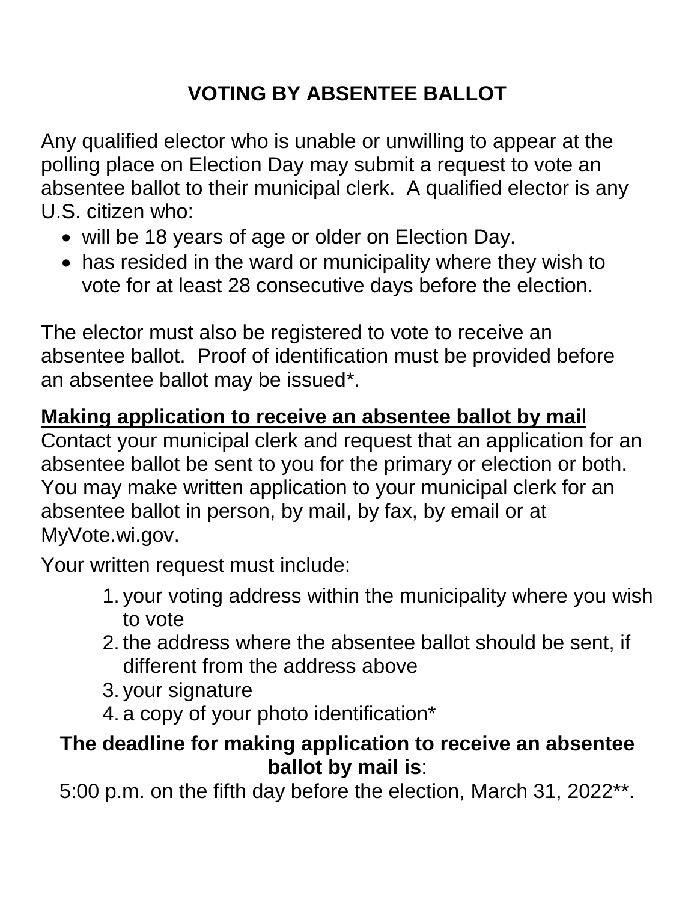# VOTING BY ABSENTEE BALLOT

Any qualified elector who is unable or unwilling to appear at the polling place on Election Day may submit a request to vote an absentee ballot to their municipal clerk. A qualified elector is any U.S. citizen who:

- will be 18 years of age or older on Election Day.
- has resided in the ward or municipality where they wish to vote for at least 28 consecutive days before the election.

The elector must also be registered to vote to receive an absentee ballot. Proof of identification must be provided before an absentee ballot may be issued*.

**<u>Making application to receive an absentee ballot by mail</u>**

Contact your municipal clerk and request that an application for an absentee ballot be sent to you for the primary or election or both. You may make written application to your municipal clerk for an absentee ballot in person, by mail, by fax, by email or at MyVote.wi.gov.

Your written request must include:

1. your voting address within the municipality where you wish to vote
2. the address where the absentee ballot should be sent, if different from the address above
3. your signature
4. a copy of your photo identification*

**The deadline for making application to receive an absentee ballot by mail is**:

5:00 p.m. on the fifth day before the election, March 31, 2022**.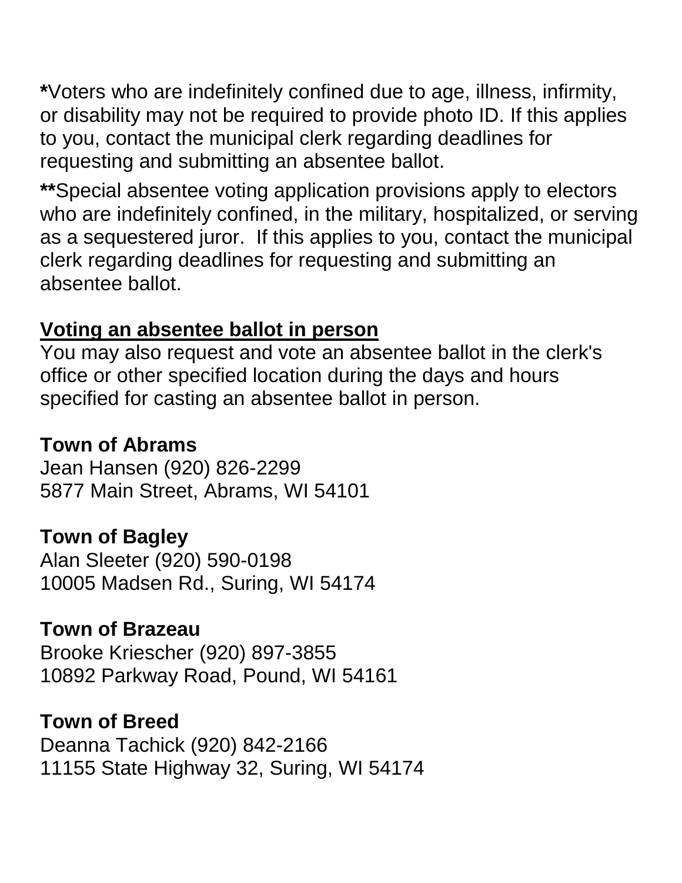**\***Voters who are indefinitely confined due to age, illness, infirmity, or disability may not be required to provide photo ID. If this applies to you, contact the municipal clerk regarding deadlines for requesting and submitting an absentee ballot.

**\*\***Special absentee voting application provisions apply to electors who are indefinitely confined, in the military, hospitalized, or serving as a sequestered juror. If this applies to you, contact the municipal clerk regarding deadlines for requesting and submitting an absentee ballot.

**<u>Voting an absentee ballot in person</u>**
You may also request and vote an absentee ballot in the clerk's office or other specified location during the days and hours specified for casting an absentee ballot in person.

**Town of Abrams**
Jean Hansen (920) 826-2299
5877 Main Street, Abrams, WI 54101

**Town of Bagley**
Alan Sleeter (920) 590-0198
10005 Madsen Rd., Suring, WI 54174

**Town of Brazeau**
Brooke Kriescher (920) 897-3855
10892 Parkway Road, Pound, WI 54161

**Town of Breed**
Deanna Tachick (920) 842-2166
11155 State Highway 32, Suring, WI 54174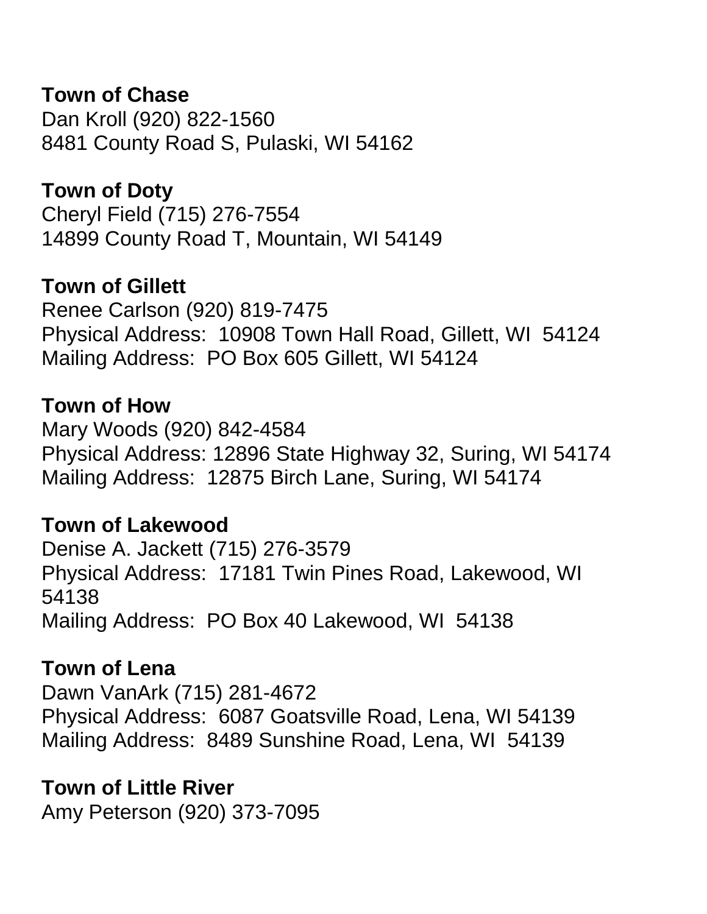**Town of Chase**
Dan Kroll (920) 822-1560
8481 County Road S, Pulaski, WI 54162

**Town of Doty**
Cheryl Field (715) 276-7554
14899 County Road T, Mountain, WI 54149

**Town of Gillett**
Renee Carlson (920) 819-7475
Physical Address: 10908 Town Hall Road, Gillett, WI 54124
Mailing Address: PO Box 605 Gillett, WI 54124

**Town of How**
Mary Woods (920) 842-4584
Physical Address: 12896 State Highway 32, Suring, WI 54174
Mailing Address: 12875 Birch Lane, Suring, WI 54174

**Town of Lakewood**
Denise A. Jackett (715) 276-3579
Physical Address: 17181 Twin Pines Road, Lakewood, WI 54138
Mailing Address: PO Box 40 Lakewood, WI 54138

**Town of Lena**
Dawn VanArk (715) 281-4672
Physical Address: 6087 Goatsville Road, Lena, WI 54139
Mailing Address: 8489 Sunshine Road, Lena, WI 54139

**Town of Little River**
Amy Peterson (920) 373-7095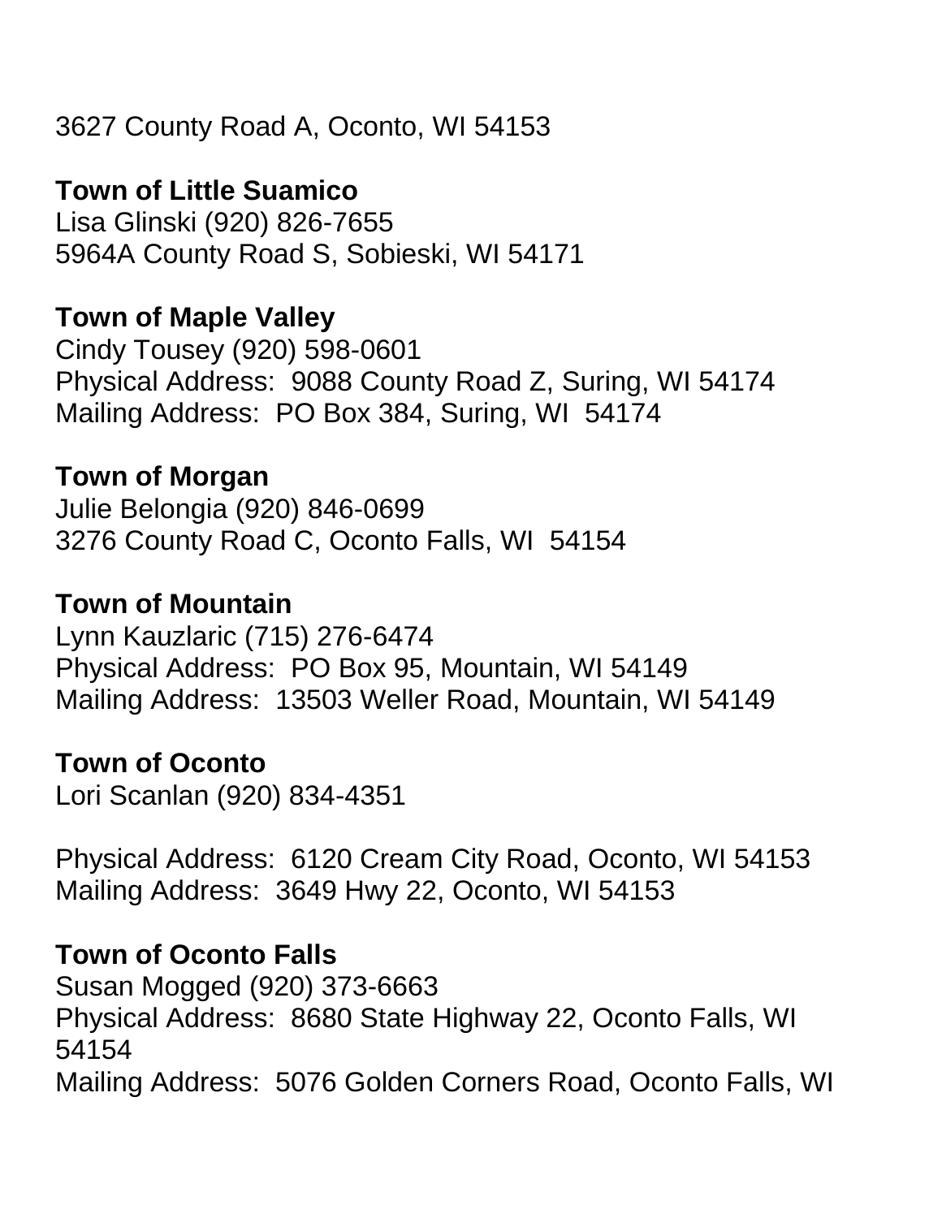3627 County Road A, Oconto, WI 54153

**Town of Little Suamico**
Lisa Glinski (920) 826-7655
5964A County Road S, Sobieski, WI 54171

**Town of Maple Valley**
Cindy Tousey (920) 598-0601
Physical Address:  9088 County Road Z, Suring, WI 54174
Mailing Address:  PO Box 384, Suring, WI  54174

**Town of Morgan**
Julie Belongia (920) 846-0699
3276 County Road C, Oconto Falls, WI  54154

**Town of Mountain**
Lynn Kauzlaric (715) 276-6474
Physical Address:  PO Box 95, Mountain, WI 54149
Mailing Address:  13503 Weller Road, Mountain, WI 54149

**Town of Oconto**
Lori Scanlan (920) 834-4351

Physical Address:  6120 Cream City Road, Oconto, WI 54153
Mailing Address:  3649 Hwy 22, Oconto, WI 54153

**Town of Oconto Falls**
Susan Mogged (920) 373-6663
Physical Address:  8680 State Highway 22, Oconto Falls, WI 54154
Mailing Address:  5076 Golden Corners Road, Oconto Falls, WI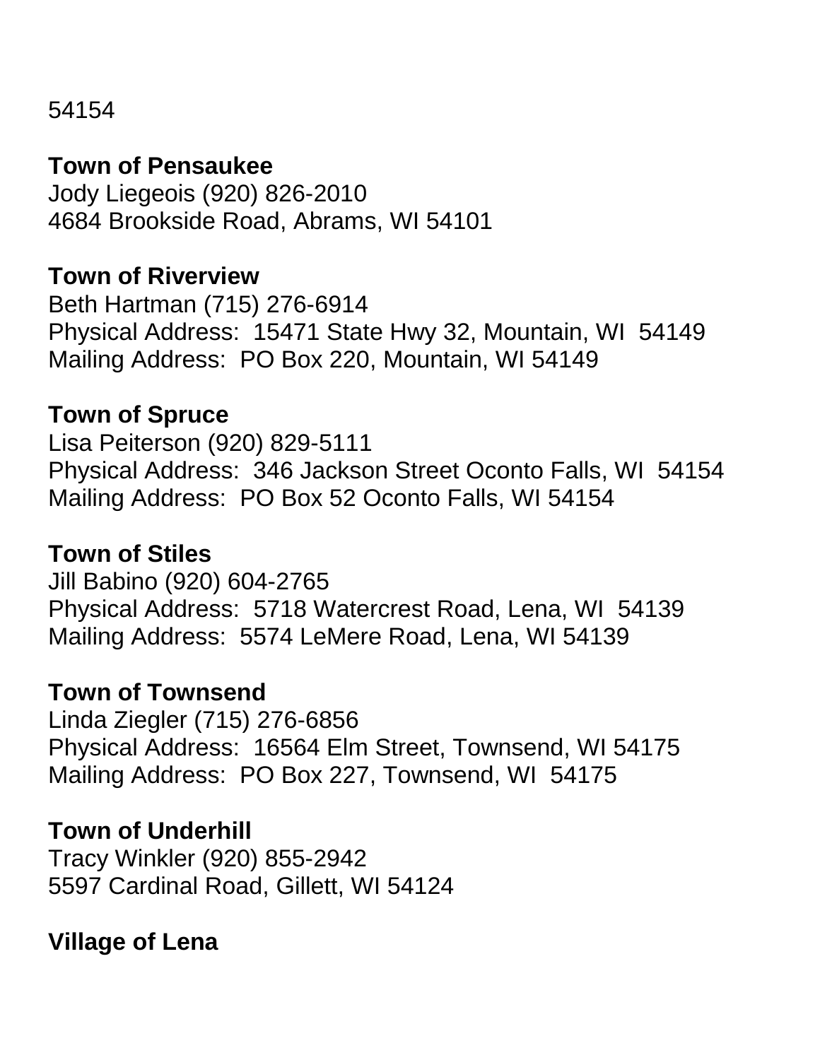54154

**Town of Pensaukee**
Jody Liegeois (920) 826-2010
4684 Brookside Road, Abrams, WI 54101

**Town of Riverview**
Beth Hartman (715) 276-6914
Physical Address: 15471 State Hwy 32, Mountain, WI 54149
Mailing Address: PO Box 220, Mountain, WI 54149

**Town of Spruce**
Lisa Peiterson (920) 829-5111
Physical Address: 346 Jackson Street Oconto Falls, WI 54154
Mailing Address: PO Box 52 Oconto Falls, WI 54154

**Town of Stiles**
Jill Babino (920) 604-2765
Physical Address: 5718 Watercrest Road, Lena, WI 54139
Mailing Address: 5574 LeMere Road, Lena, WI 54139

**Town of Townsend**
Linda Ziegler (715) 276-6856
Physical Address: 16564 Elm Street, Townsend, WI 54175
Mailing Address: PO Box 227, Townsend, WI 54175

**Town of Underhill**
Tracy Winkler (920) 855-2942
5597 Cardinal Road, Gillett, WI 54124

**Village of Lena**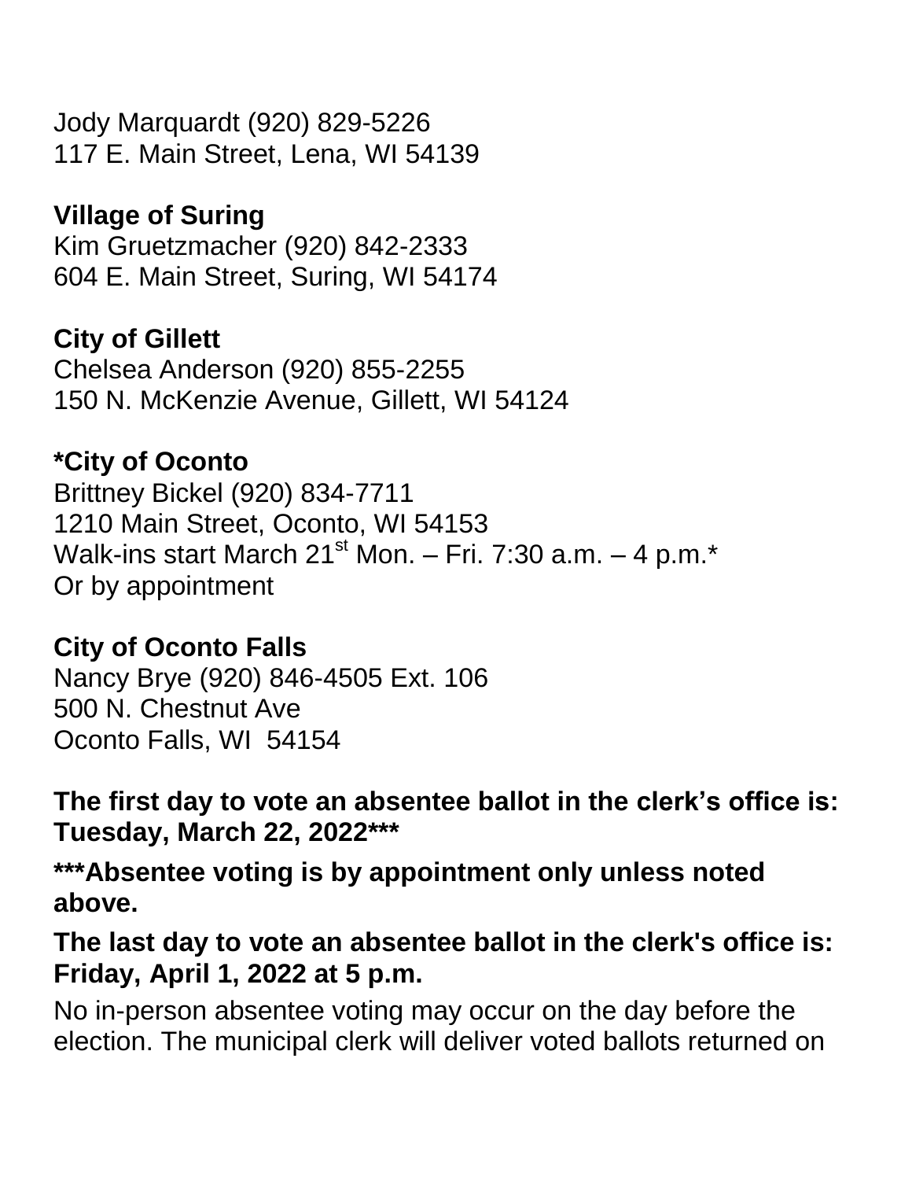Jody Marquardt (920) 829-5226
117 E. Main Street, Lena, WI 54139

**Village of Suring**
Kim Gruetzmacher (920) 842-2333
604 E. Main Street, Suring, WI 54174

**City of Gillett**
Chelsea Anderson (920) 855-2255
150 N. McKenzie Avenue, Gillett, WI 54124

**\*City of Oconto**
Brittney Bickel (920) 834-7711
1210 Main Street, Oconto, WI 54153
Walk-ins start March 21st Mon. – Fri. 7:30 a.m. – 4 p.m.*
Or by appointment

**City of Oconto Falls**
Nancy Brye (920) 846-4505 Ext. 106
500 N. Chestnut Ave
Oconto Falls, WI 54154

**The first day to vote an absentee ballot in the clerk's office is: Tuesday, March 22, 2022\*\*\***

**\*\*\*Absentee voting is by appointment only unless noted above.**

**The last day to vote an absentee ballot in the clerk's office is: Friday, April 1, 2022 at 5 p.m.**

No in-person absentee voting may occur on the day before the election. The municipal clerk will deliver voted ballots returned on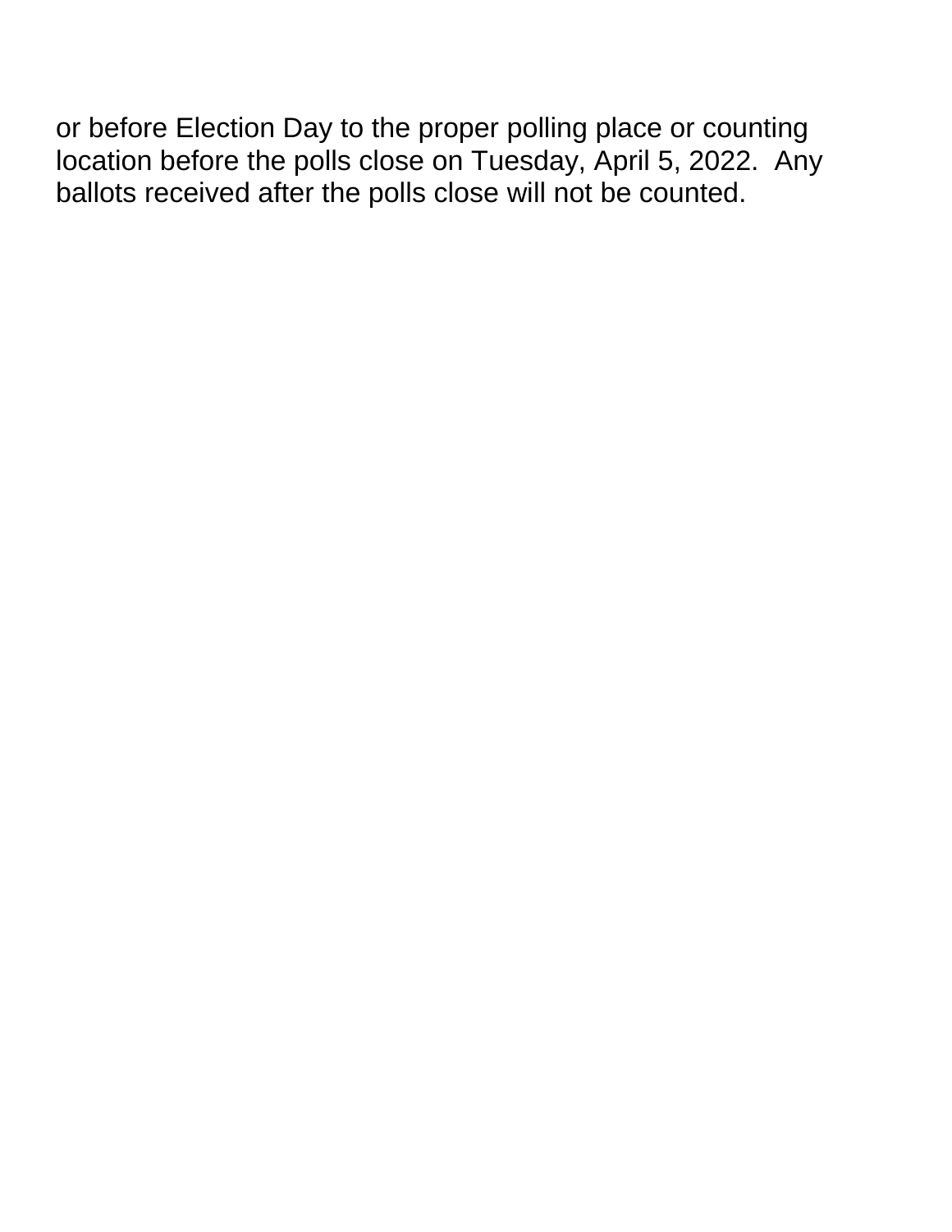or before Election Day to the proper polling place or counting location before the polls close on Tuesday, April 5, 2022. Any ballots received after the polls close will not be counted.